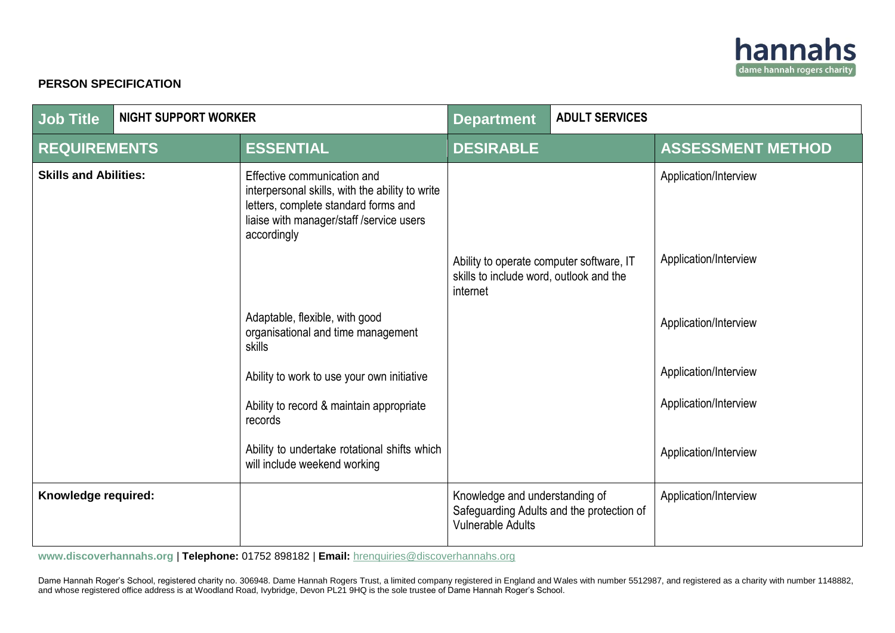**PERSON SPECIFICATION**

| Job Title | NIGHT SUPPORT WORKER | Department | ADULT SERVICES |
|---|---|---|---|

| REQUIREMENTS | ESSENTIAL | DESIRABLE | ASSESSMENT METHOD |
|---|---|---|---|
| **Skills and Abilities:** | Effective communication and interpersonal skills, with the ability to write letters, complete standard forms and liaise with manager/staff /service users accordingly | | Application/Interview |
| | | Ability to operate computer software, IT skills to include word, outlook and the internet | Application/Interview |
| | Adaptable, flexible, with good organisational and time management skills | | Application/Interview |
| | Ability to work to use your own initiative | | Application/Interview |
| | Ability to record & maintain appropriate records | | Application/Interview |
| | Ability to undertake rotational shifts which will include weekend working | | Application/Interview |
| **Knowledge required:** | | Knowledge and understanding of Safeguarding Adults and the protection of Vulnerable Adults | Application/Interview |

**www.discoverhannahs.org** | **Telephone:** 01752 898182 | **Email:** hrenquiries@discoverhannahs.org

Dame Hannah Roger's School, registered charity no. 306948. Dame Hannah Rogers Trust, a limited company registered in England and Wales with number 5512987, and registered as a charity with number 1148882, and whose registered office address is at Woodland Road, Ivybridge, Devon PL21 9HQ is the sole trustee of Dame Hannah Roger's School.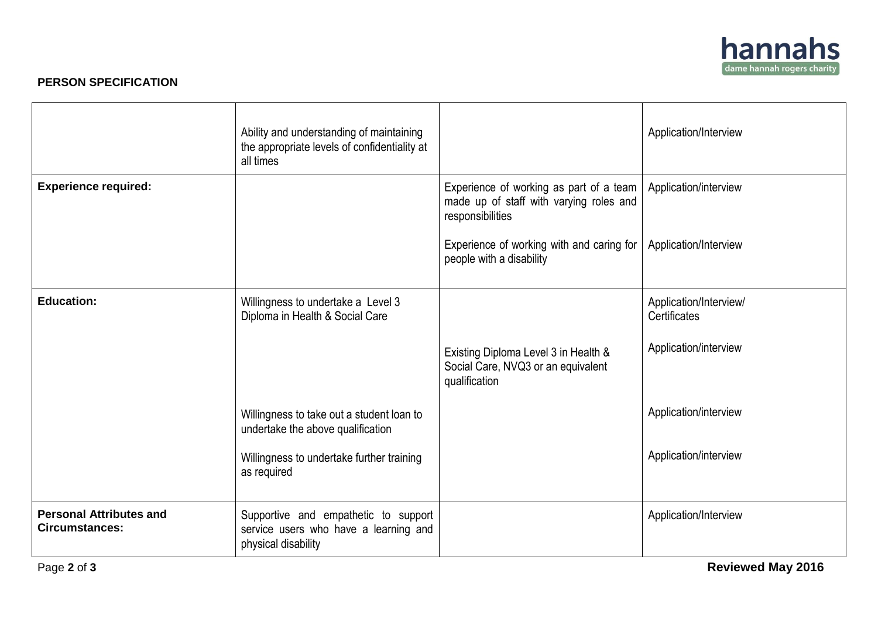**PERSON SPECIFICATION**

| | | | |
|---|---|---|---|
| | Ability and understanding of maintaining the appropriate levels of confidentiality at all times | | Application/Interview |
| **Experience required:** | | Experience of working as part of a team made up of staff with varying roles and responsibilities | Application/interview |
| | | Experience of working with and caring for people with a disability | Application/Interview |
| **Education:** | Willingness to undertake a Level 3 Diploma in Health & Social Care | | Application/Interview/ Certificates |
| | | Existing Diploma Level 3 in Health & Social Care, NVQ3 or an equivalent qualification | Application/interview |
| | Willingness to take out a student loan to undertake the above qualification | | Application/interview |
| | Willingness to undertake further training as required | | Application/interview |
| **Personal Attributes and Circumstances:** | Supportive and empathetic to support service users who have a learning and physical disability | | Application/Interview |

**Reviewed May 2016**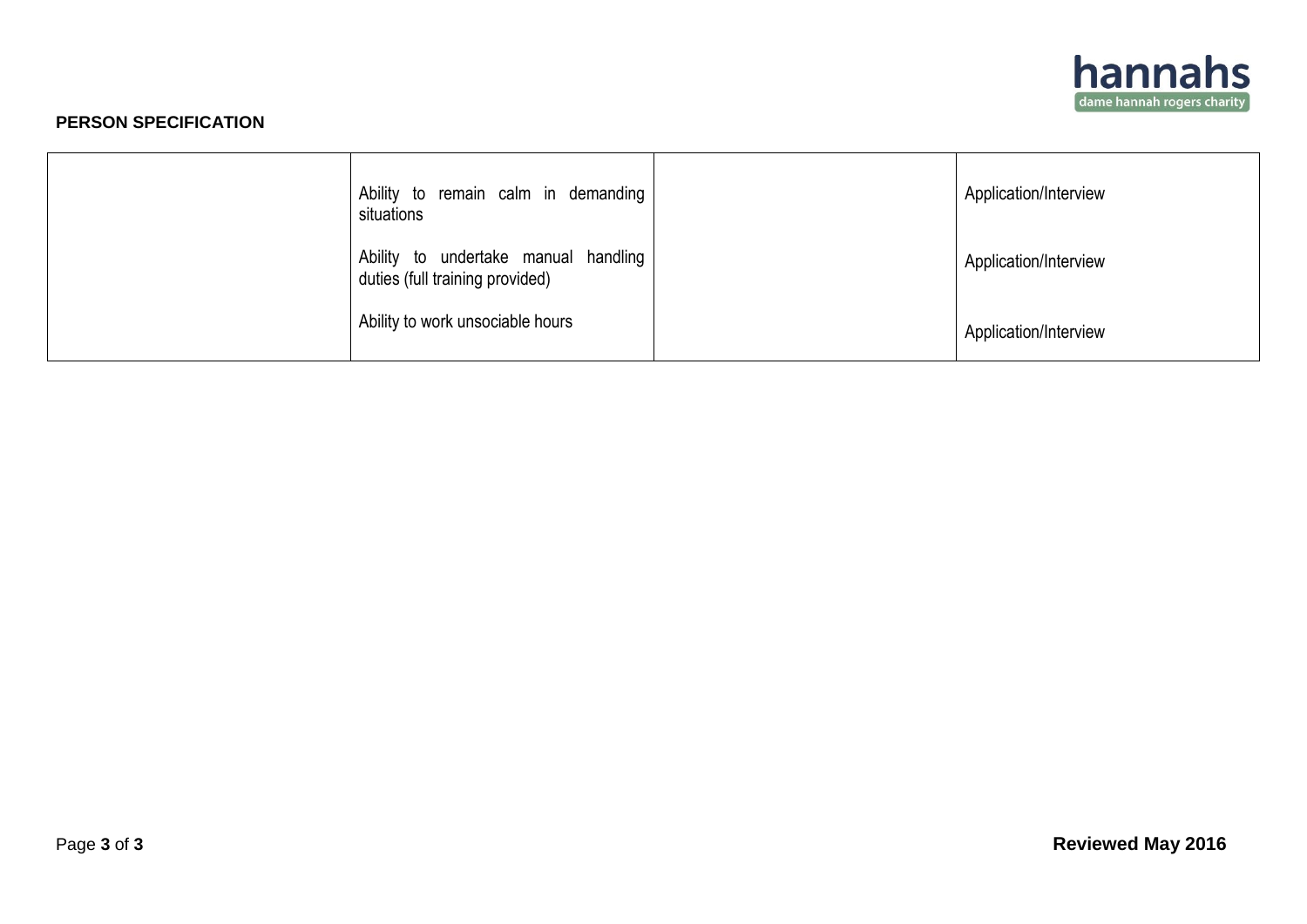## PERSON SPECIFICATION

| | | | |
|---|---|---|---|
| | Ability to remain calm in demanding situations<br><br>Ability to undertake manual handling duties (full training provided)<br><br>Ability to work unsociable hours | | Application/Interview<br><br>Application/Interview<br><br>Application/Interview |

**Reviewed May 2016**